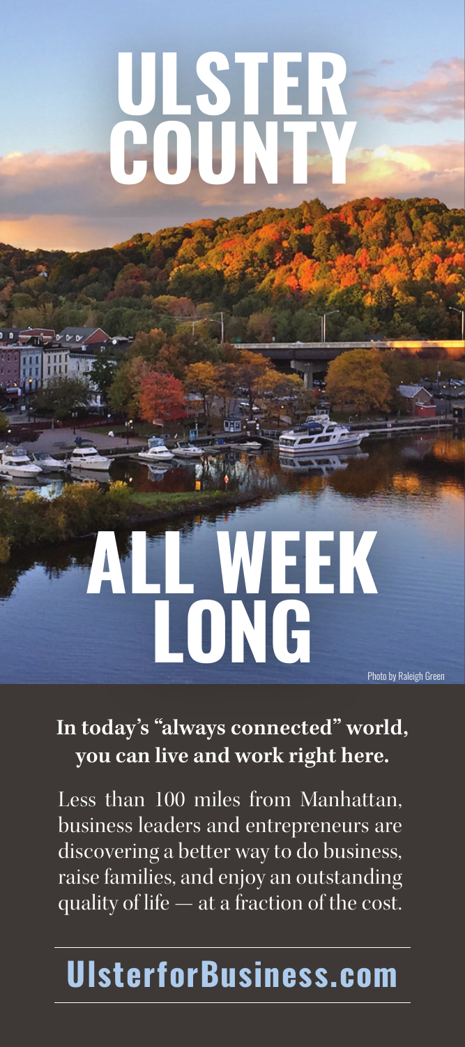# ULSTER COUNTY

# ALL WEEK LONG

Photo by Raleigh Green

**In today's "always connected" world, you can live and work right here.**

Less than 100 miles from Manhattan, business leaders and entrepreneurs are discovering a better way to do business, raise families, and enjoy an outstanding quality of life — at a fraction of the cost.

## UlsterforBusiness.com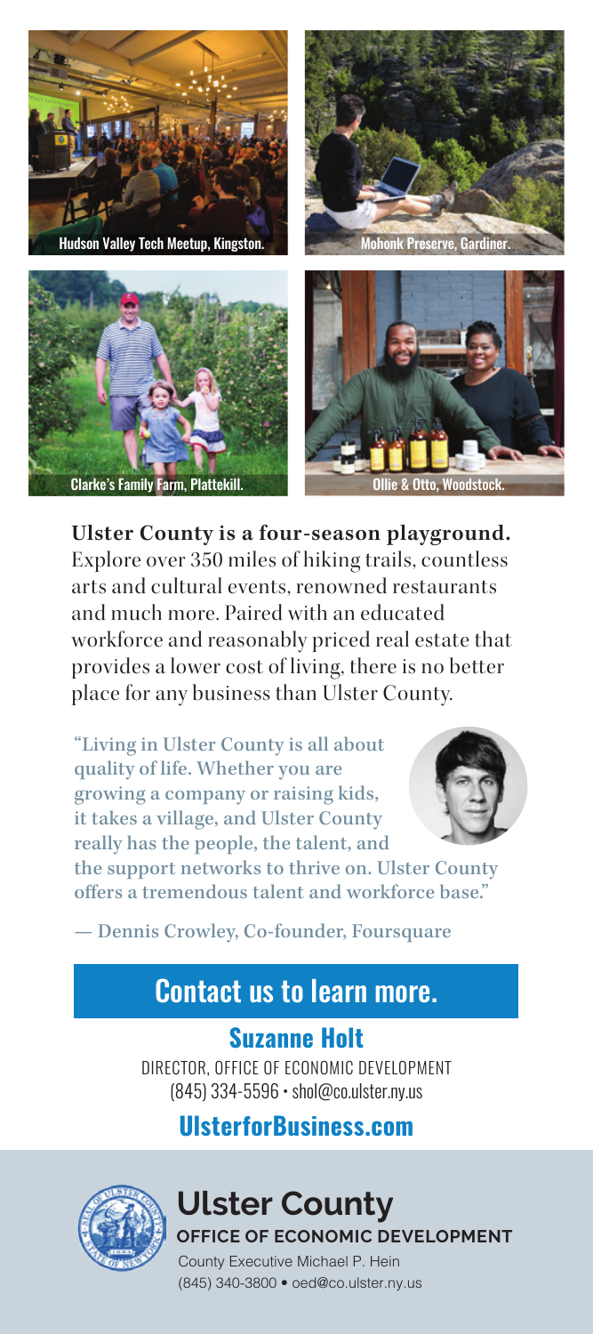Hudson Valley Tech Meetup, Kingston.

Mohonk Preserve, Gardiner.

Clarke's Family Farm, Plattekill.

Ollie & Otto, Woodstock.

**Ulster County is a four-season playground.** Explore over 350 miles of hiking trails, countless arts and cultural events, renowned restaurants and much more. Paired with an educated workforce and reasonably priced real estate that provides a lower cost of living, there is no better place for any business than Ulster County.

"Living in Ulster County is all about quality of life. Whether you are growing a company or raising kids, it takes a village, and Ulster County really has the people, the talent, and the support networks to thrive on. Ulster County offers a tremendous talent and workforce base."

— Dennis Crowley, Co-founder, Foursquare

## Contact us to learn more.

### Suzanne Holt

DIRECTOR, OFFICE OF ECONOMIC DEVELOPMENT
(845) 334-5596 • shol@co.ulster.ny.us

### UlsterforBusiness.com

## Ulster County

**OFFICE OF ECONOMIC DEVELOPMENT**

County Executive Michael P. Hein
(845) 340-3800 • oed@co.ulster.ny.us